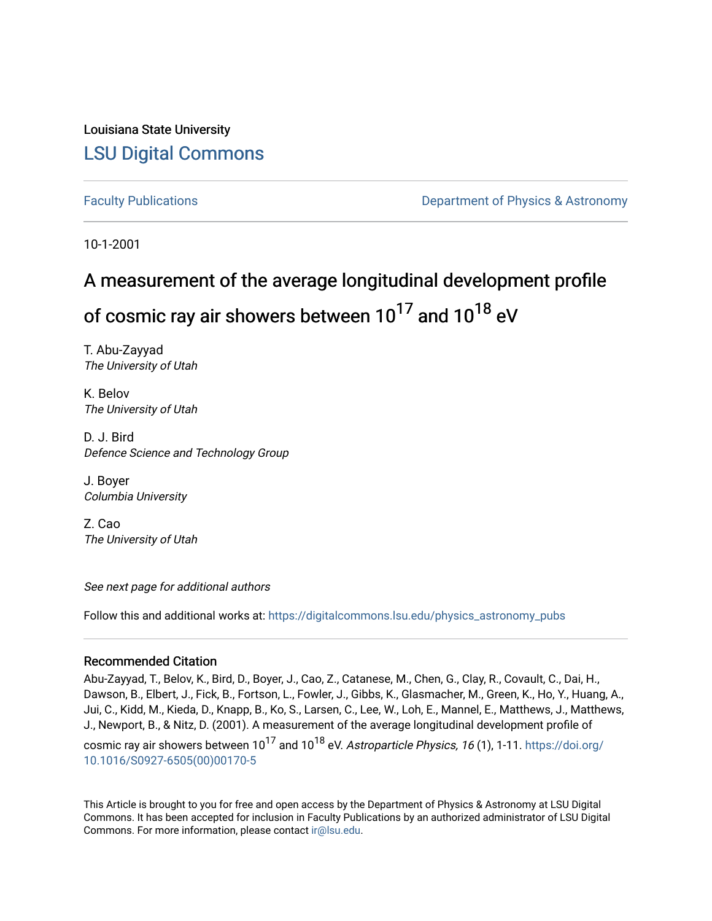Louisiana State University

# LSU Digital Commons

Faculty Publications

Department of Physics & Astronomy

10-1-2001

# A measurement of the average longitudinal development profile of cosmic ray air showers between $10^{17}$ and $10^{18}$ eV

T. Abu-Zayyad
*The University of Utah*

K. Belov
*The University of Utah*

D. J. Bird
*Defence Science and Technology Group*

J. Boyer
*Columbia University*

Z. Cao
*The University of Utah*

*See next page for additional authors*

Follow this and additional works at: https://digitalcommons.lsu.edu/physics_astronomy_pubs

### Recommended Citation

Abu-Zayyad, T., Belov, K., Bird, D., Boyer, J., Cao, Z., Catanese, M., Chen, G., Clay, R., Covault, C., Dai, H., Dawson, B., Elbert, J., Fick, B., Fortson, L., Fowler, J., Gibbs, K., Glasmacher, M., Green, K., Ho, Y., Huang, A., Jui, C., Kidd, M., Kieda, D., Knapp, B., Ko, S., Larsen, C., Lee, W., Loh, E., Mannel, E., Matthews, J., Matthews, J., Newport, B., & Nitz, D. (2001). A measurement of the average longitudinal development profile of cosmic ray air showers between $10^{17}$ and $10^{18}$ eV. *Astroparticle Physics, 16* (1), 1-11. https://doi.org/10.1016/S0927-6505(00)00170-5

This Article is brought to you for free and open access by the Department of Physics & Astronomy at LSU Digital Commons. It has been accepted for inclusion in Faculty Publications by an authorized administrator of LSU Digital Commons. For more information, please contact ir@lsu.edu.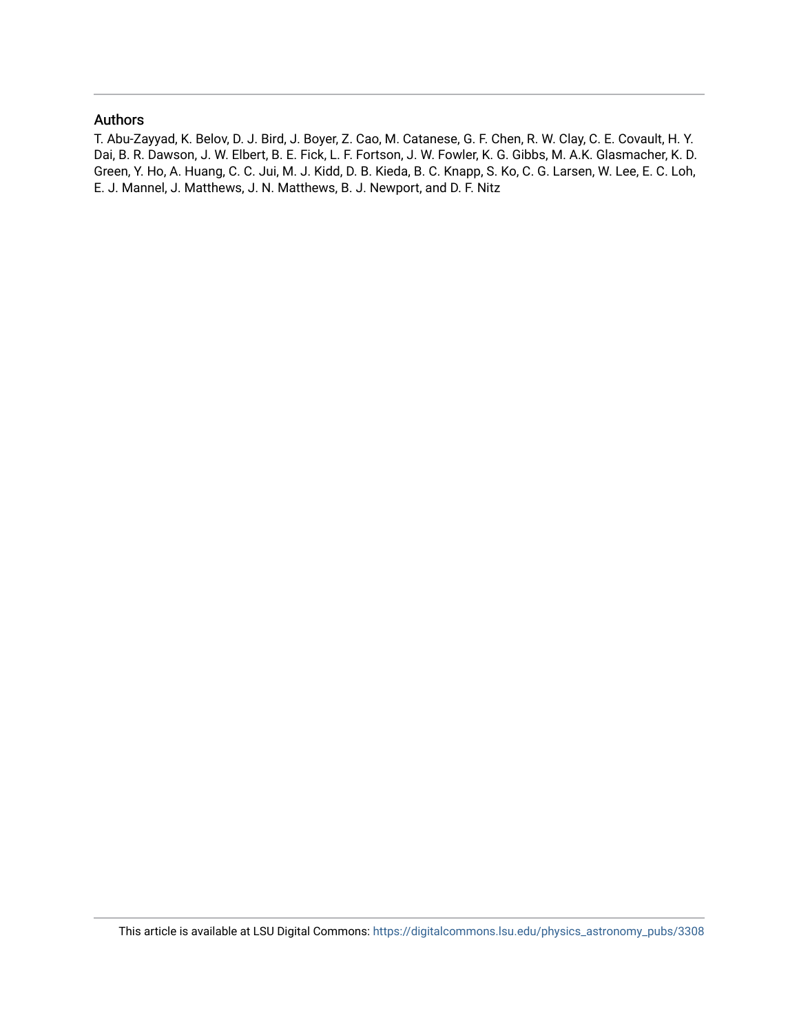## Authors

T. Abu-Zayyad, K. Belov, D. J. Bird, J. Boyer, Z. Cao, M. Catanese, G. F. Chen, R. W. Clay, C. E. Covault, H. Y. Dai, B. R. Dawson, J. W. Elbert, B. E. Fick, L. F. Fortson, J. W. Fowler, K. G. Gibbs, M. A.K. Glasmacher, K. D. Green, Y. Ho, A. Huang, C. C. Jui, M. J. Kidd, D. B. Kieda, B. C. Knapp, S. Ko, C. G. Larsen, W. Lee, E. C. Loh, E. J. Mannel, J. Matthews, J. N. Matthews, B. J. Newport, and D. F. Nitz

This article is available at LSU Digital Commons: https://digitalcommons.lsu.edu/physics_astronomy_pubs/3308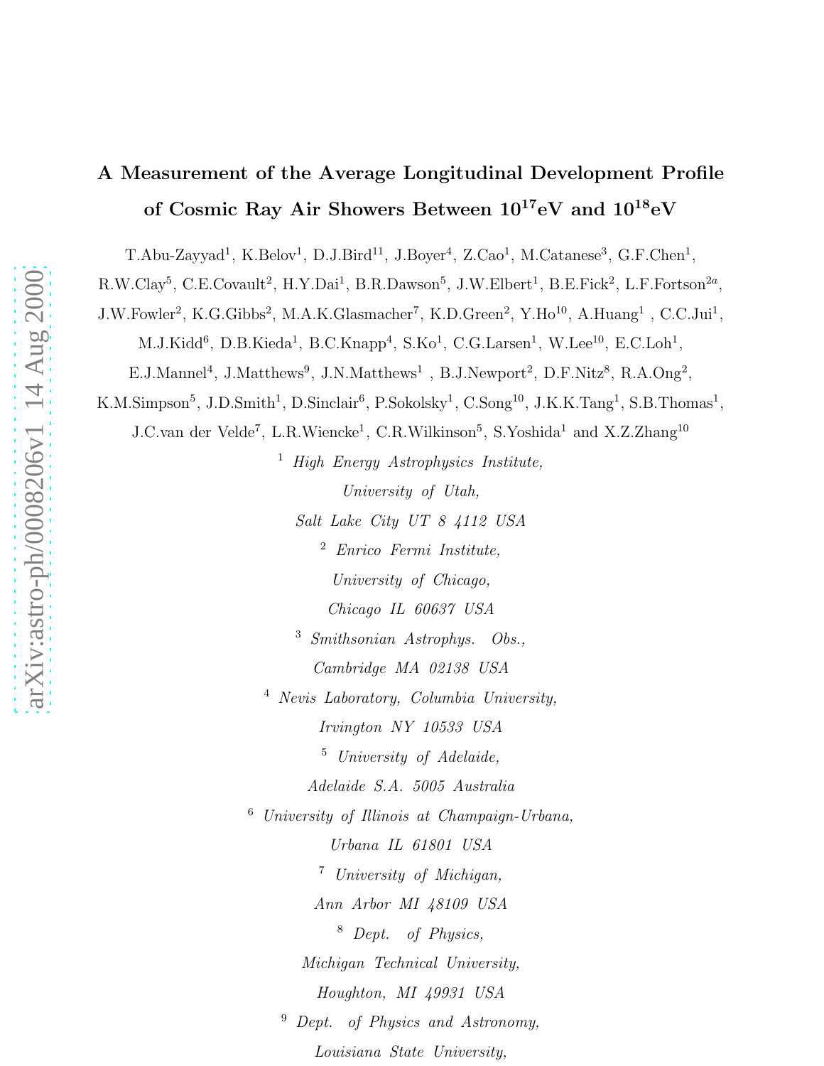# A Measurement of the Average Longitudinal Development Profile of Cosmic Ray Air Showers Between $10^{17}$eV and $10^{18}$eV

T.Abu-Zayyad[1], K.Belov[1], D.J.Bird[11], J.Boyer[4], Z.Cao[1], M.Catanese[3], G.F.Chen[1], R.W.Clay[5], C.E.Covault[2], H.Y.Dai[1], B.R.Dawson[5], J.W.Elbert[1], B.E.Fick[2], L.F.Fortson[2a], J.W.Fowler[2], K.G.Gibbs[2], M.A.K.Glasmacher[7], K.D.Green[2], Y.Ho[10], A.Huang[1], C.C.Jui[1], M.J.Kidd[6], D.B.Kieda[1], B.C.Knapp[4], S.Ko[1], C.G.Larsen[1], W.Lee[10], E.C.Loh[1], E.J.Mannel[4], J.Matthews[9], J.N.Matthews[1], B.J.Newport[2], D.F.Nitz[8], R.A.Ong[2], K.M.Simpson[5], J.D.Smith[1], D.Sinclair[6], P.Sokolsky[1], C.Song[10], J.K.K.Tang[1], S.B.Thomas[1], J.C.van der Velde[7], L.R.Wiencke[1], C.R.Wilkinson[5], S.Yoshida[1] and X.Z.Zhang[10]

[1] *High Energy Astrophysics Institute, University of Utah, Salt Lake City UT 8 4112 USA*

[2] *Enrico Fermi Institute, University of Chicago, Chicago IL 60637 USA*

[3] *Smithsonian Astrophys. Obs., Cambridge MA 02138 USA*

[4] *Nevis Laboratory, Columbia University, Irvington NY 10533 USA*

[5] *University of Adelaide, Adelaide S.A. 5005 Australia*

[6] *University of Illinois at Champaign-Urbana, Urbana IL 61801 USA*

[7] *University of Michigan, Ann Arbor MI 48109 USA*

[8] *Dept. of Physics, Michigan Technical University, Houghton, MI 49931 USA*

[9] *Dept. of Physics and Astronomy, Louisiana State University,*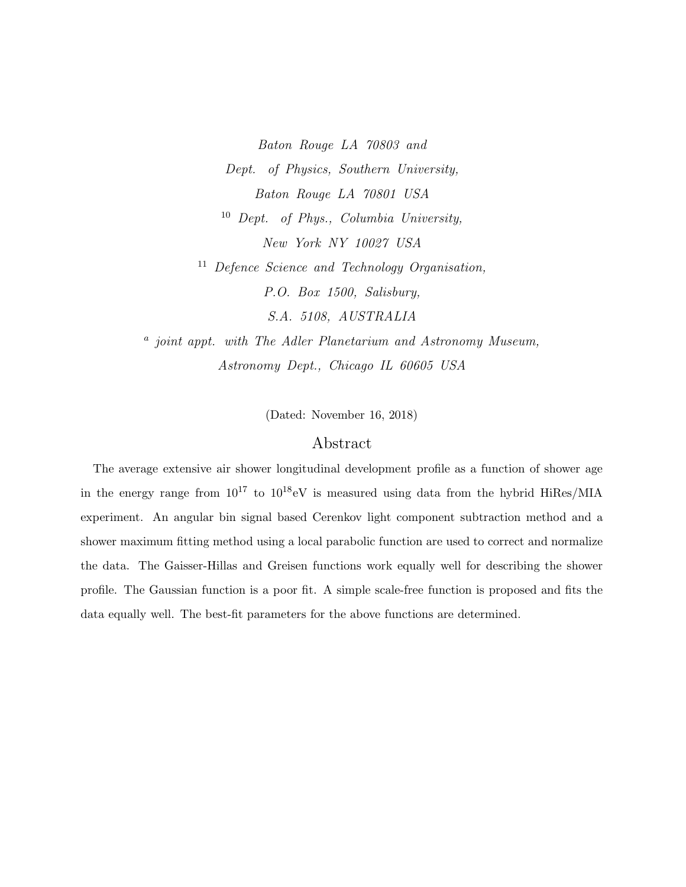*Baton Rouge LA 70803 and*

*Dept. of Physics, Southern University,*

*Baton Rouge LA 70801 USA*

[10] *Dept. of Phys., Columbia University,*

*New York NY 10027 USA*

[11] *Defence Science and Technology Organisation,*

*P.O. Box 1500, Salisbury,*

*S.A. 5108, AUSTRALIA*

[a] *joint appt. with The Adler Planetarium and Astronomy Museum,*

*Astronomy Dept., Chicago IL 60605 USA*

(Dated: November 16, 2018)

## Abstract

The average extensive air shower longitudinal development profile as a function of shower age in the energy range from $10^{17}$ to $10^{18}$eV is measured using data from the hybrid HiRes/MIA experiment. An angular bin signal based Cerenkov light component subtraction method and a shower maximum fitting method using a local parabolic function are used to correct and normalize the data. The Gaisser-Hillas and Greisen functions work equally well for describing the shower profile. The Gaussian function is a poor fit. A simple scale-free function is proposed and fits the data equally well. The best-fit parameters for the above functions are determined.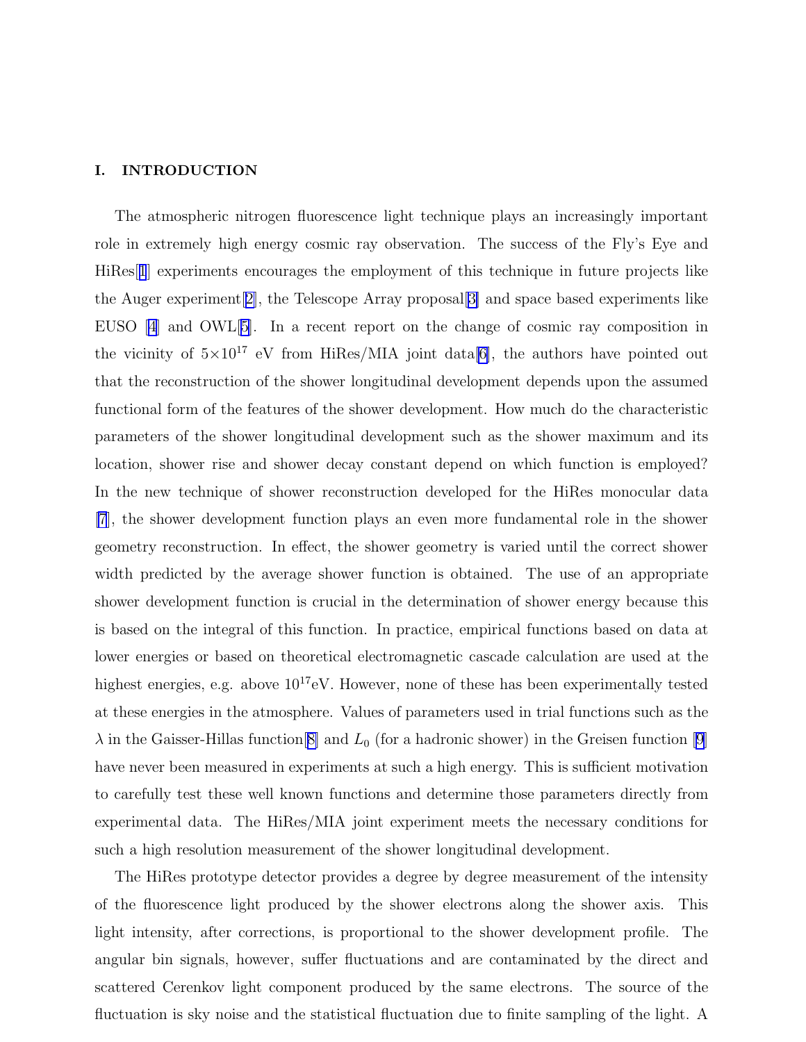## I. INTRODUCTION

The atmospheric nitrogen fluorescence light technique plays an increasingly important role in extremely high energy cosmic ray observation. The success of the Fly's Eye and HiRes[1] experiments encourages the employment of this technique in future projects like the Auger experiment[2], the Telescope Array proposal[3] and space based experiments like EUSO [4] and OWL[5]. In a recent report on the change of cosmic ray composition in the vicinity of $5\times10^{17}$ eV from HiRes/MIA joint data[6], the authors have pointed out that the reconstruction of the shower longitudinal development depends upon the assumed functional form of the features of the shower development. How much do the characteristic parameters of the shower longitudinal development such as the shower maximum and its location, shower rise and shower decay constant depend on which function is employed? In the new technique of shower reconstruction developed for the HiRes monocular data [7], the shower development function plays an even more fundamental role in the shower geometry reconstruction. In effect, the shower geometry is varied until the correct shower width predicted by the average shower function is obtained. The use of an appropriate shower development function is crucial in the determination of shower energy because this is based on the integral of this function. In practice, empirical functions based on data at lower energies or based on theoretical electromagnetic cascade calculation are used at the highest energies, e.g. above $10^{17}$eV. However, none of these has been experimentally tested at these energies in the atmosphere. Values of parameters used in trial functions such as the $\lambda$ in the Gaisser-Hillas function[8] and $L_0$ (for a hadronic shower) in the Greisen function [9] have never been measured in experiments at such a high energy. This is sufficient motivation to carefully test these well known functions and determine those parameters directly from experimental data. The HiRes/MIA joint experiment meets the necessary conditions for such a high resolution measurement of the shower longitudinal development.

The HiRes prototype detector provides a degree by degree measurement of the intensity of the fluorescence light produced by the shower electrons along the shower axis. This light intensity, after corrections, is proportional to the shower development profile. The angular bin signals, however, suffer fluctuations and are contaminated by the direct and scattered Cerenkov light component produced by the same electrons. The source of the fluctuation is sky noise and the statistical fluctuation due to finite sampling of the light. A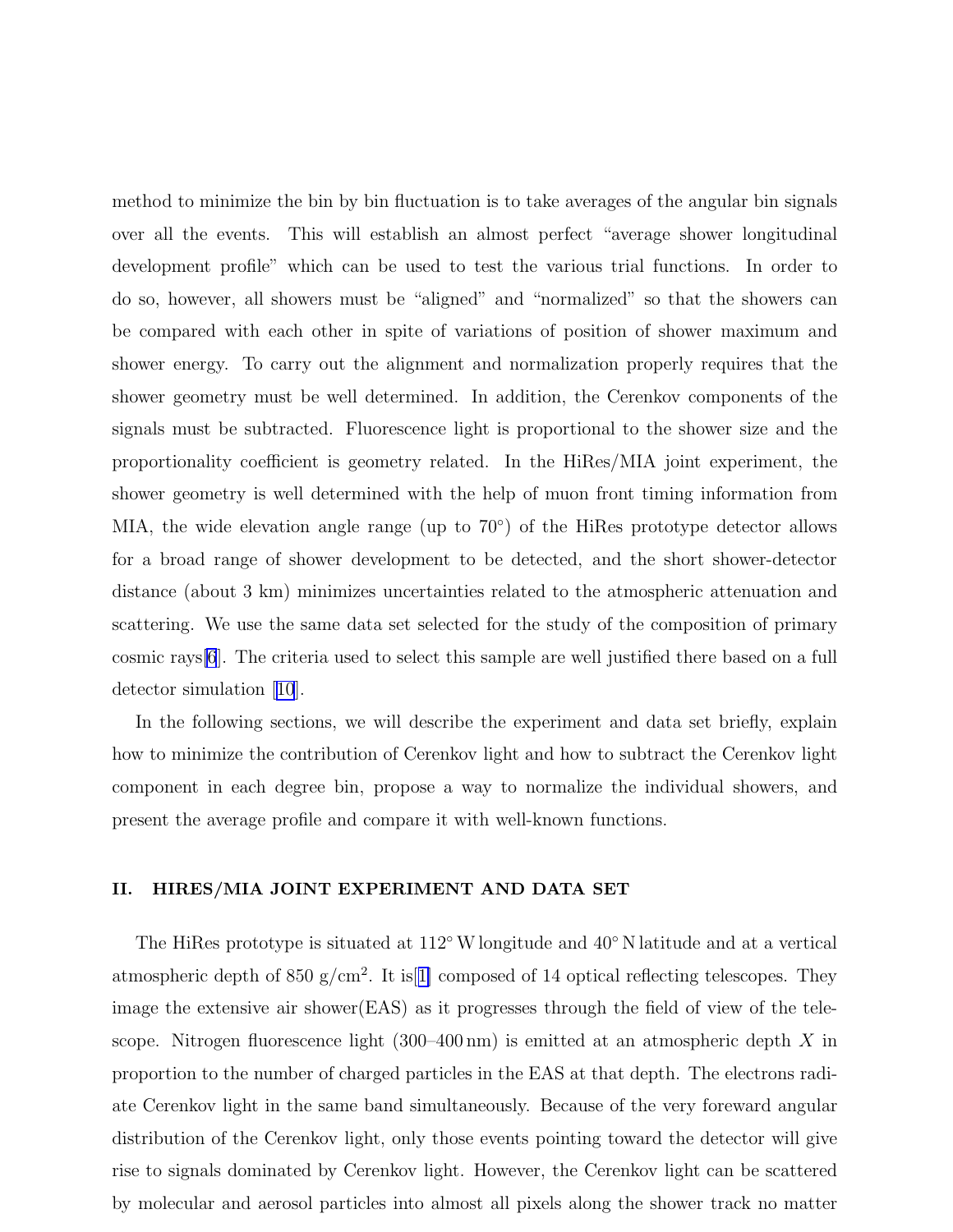method to minimize the bin by bin fluctuation is to take averages of the angular bin signals over all the events. This will establish an almost perfect "average shower longitudinal development profile" which can be used to test the various trial functions. In order to do so, however, all showers must be "aligned" and "normalized" so that the showers can be compared with each other in spite of variations of position of shower maximum and shower energy. To carry out the alignment and normalization properly requires that the shower geometry must be well determined. In addition, the Cerenkov components of the signals must be subtracted. Fluorescence light is proportional to the shower size and the proportionality coefficient is geometry related. In the HiRes/MIA joint experiment, the shower geometry is well determined with the help of muon front timing information from MIA, the wide elevation angle range (up to 70°) of the HiRes prototype detector allows for a broad range of shower development to be detected, and the short shower-detector distance (about 3 km) minimizes uncertainties related to the atmospheric attenuation and scattering. We use the same data set selected for the study of the composition of primary cosmic rays[6]. The criteria used to select this sample are well justified there based on a full detector simulation [10].

In the following sections, we will describe the experiment and data set briefly, explain how to minimize the contribution of Cerenkov light and how to subtract the Cerenkov light component in each degree bin, propose a way to normalize the individual showers, and present the average profile and compare it with well-known functions.

## II. HIRES/MIA JOINT EXPERIMENT AND DATA SET

The HiRes prototype is situated at 112° W longitude and 40° N latitude and at a vertical atmospheric depth of 850 g/cm$^2$. It is[1] composed of 14 optical reflecting telescopes. They image the extensive air shower(EAS) as it progresses through the field of view of the telescope. Nitrogen fluorescence light (300–400 nm) is emitted at an atmospheric depth $X$ in proportion to the number of charged particles in the EAS at that depth. The electrons radiate Cerenkov light in the same band simultaneously. Because of the very foreward angular distribution of the Cerenkov light, only those events pointing toward the detector will give rise to signals dominated by Cerenkov light. However, the Cerenkov light can be scattered by molecular and aerosol particles into almost all pixels along the shower track no matter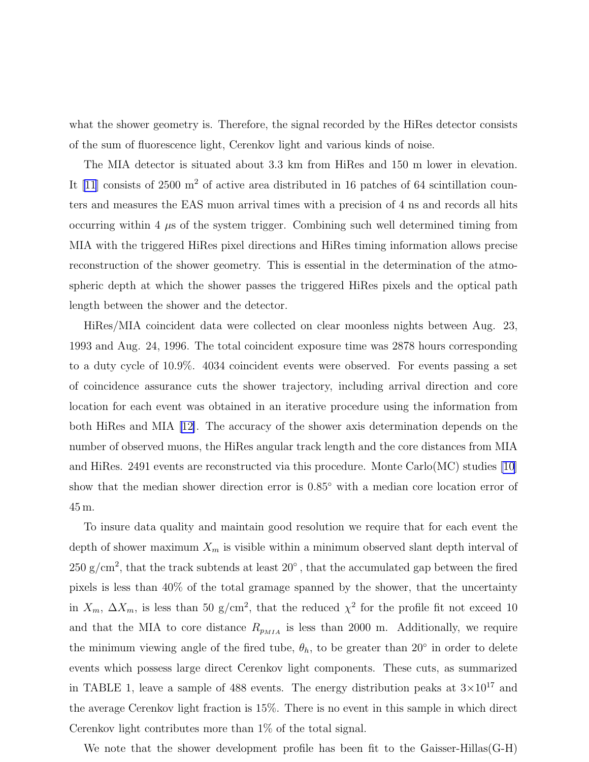what the shower geometry is. Therefore, the signal recorded by the HiRes detector consists of the sum of fluorescence light, Cerenkov light and various kinds of noise.

The MIA detector is situated about 3.3 km from HiRes and 150 m lower in elevation. It [11] consists of 2500 m$^2$ of active area distributed in 16 patches of 64 scintillation counters and measures the EAS muon arrival times with a precision of 4 ns and records all hits occurring within 4 $\mu$s of the system trigger. Combining such well determined timing from MIA with the triggered HiRes pixel directions and HiRes timing information allows precise reconstruction of the shower geometry. This is essential in the determination of the atmospheric depth at which the shower passes the triggered HiRes pixels and the optical path length between the shower and the detector.

HiRes/MIA coincident data were collected on clear moonless nights between Aug. 23, 1993 and Aug. 24, 1996. The total coincident exposure time was 2878 hours corresponding to a duty cycle of 10.9%. 4034 coincident events were observed. For events passing a set of coincidence assurance cuts the shower trajectory, including arrival direction and core location for each event was obtained in an iterative procedure using the information from both HiRes and MIA [12]. The accuracy of the shower axis determination depends on the number of observed muons, the HiRes angular track length and the core distances from MIA and HiRes. 2491 events are reconstructed via this procedure. Monte Carlo(MC) studies [10] show that the median shower direction error is $0.85^\circ$ with a median core location error of 45 m.

To insure data quality and maintain good resolution we require that for each event the depth of shower maximum $X_m$ is visible within a minimum observed slant depth interval of 250 g/cm$^2$, that the track subtends at least $20^\circ$, that the accumulated gap between the fired pixels is less than 40% of the total gramage spanned by the shower, that the uncertainty in $X_m$, $\Delta X_m$, is less than 50 g/cm$^2$, that the reduced $\chi^2$ for the profile fit not exceed 10 and that the MIA to core distance $R_{p_{MIA}}$ is less than 2000 m. Additionally, we require the minimum viewing angle of the fired tube, $\theta_h$, to be greater than $20^\circ$ in order to delete events which possess large direct Cerenkov light components. These cuts, as summarized in TABLE 1, leave a sample of 488 events. The energy distribution peaks at $3\times10^{17}$ and the average Cerenkov light fraction is 15%. There is no event in this sample in which direct Cerenkov light contributes more than 1% of the total signal.

We note that the shower development profile has been fit to the Gaisser-Hillas(G-H)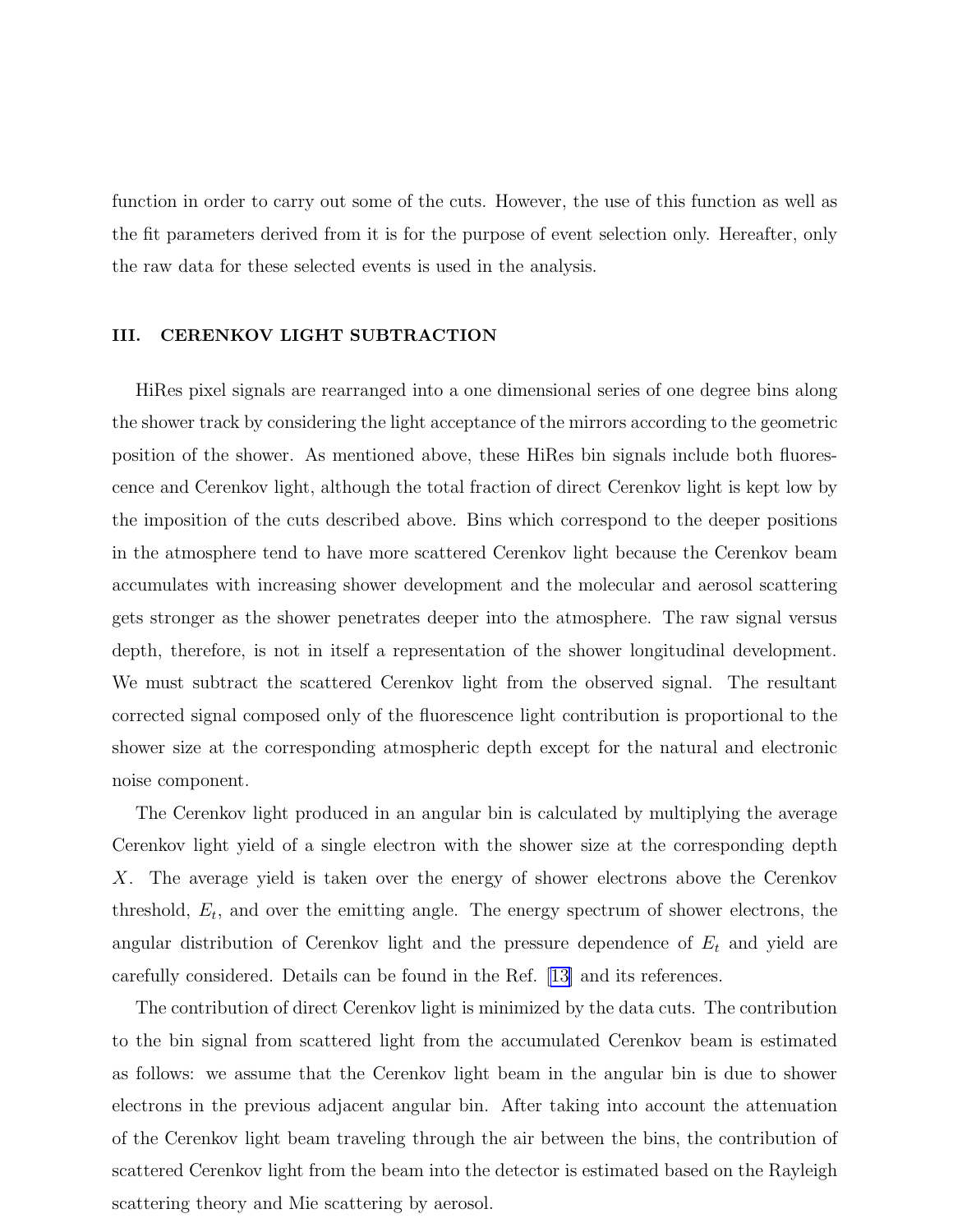function in order to carry out some of the cuts. However, the use of this function as well as the fit parameters derived from it is for the purpose of event selection only. Hereafter, only the raw data for these selected events is used in the analysis.

## III. CERENKOV LIGHT SUBTRACTION

HiRes pixel signals are rearranged into a one dimensional series of one degree bins along the shower track by considering the light acceptance of the mirrors according to the geometric position of the shower. As mentioned above, these HiRes bin signals include both fluorescence and Cerenkov light, although the total fraction of direct Cerenkov light is kept low by the imposition of the cuts described above. Bins which correspond to the deeper positions in the atmosphere tend to have more scattered Cerenkov light because the Cerenkov beam accumulates with increasing shower development and the molecular and aerosol scattering gets stronger as the shower penetrates deeper into the atmosphere. The raw signal versus depth, therefore, is not in itself a representation of the shower longitudinal development. We must subtract the scattered Cerenkov light from the observed signal. The resultant corrected signal composed only of the fluorescence light contribution is proportional to the shower size at the corresponding atmospheric depth except for the natural and electronic noise component.

The Cerenkov light produced in an angular bin is calculated by multiplying the average Cerenkov light yield of a single electron with the shower size at the corresponding depth $X$. The average yield is taken over the energy of shower electrons above the Cerenkov threshold, $E_t$, and over the emitting angle. The energy spectrum of shower electrons, the angular distribution of Cerenkov light and the pressure dependence of $E_t$ and yield are carefully considered. Details can be found in the Ref. [13] and its references.

The contribution of direct Cerenkov light is minimized by the data cuts. The contribution to the bin signal from scattered light from the accumulated Cerenkov beam is estimated as follows: we assume that the Cerenkov light beam in the angular bin is due to shower electrons in the previous adjacent angular bin. After taking into account the attenuation of the Cerenkov light beam traveling through the air between the bins, the contribution of scattered Cerenkov light from the beam into the detector is estimated based on the Rayleigh scattering theory and Mie scattering by aerosol.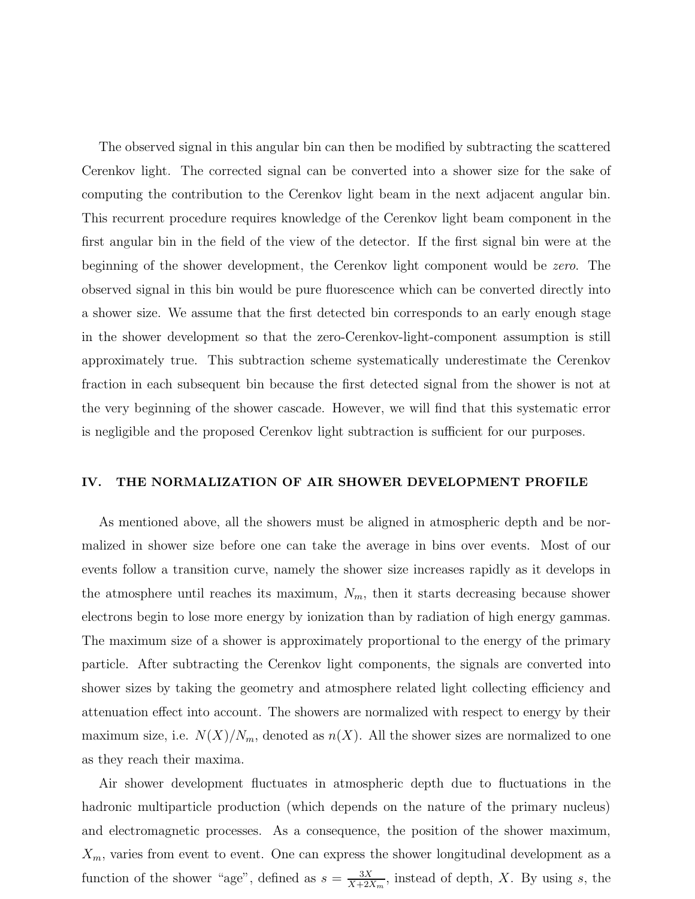The observed signal in this angular bin can then be modified by subtracting the scattered Cerenkov light. The corrected signal can be converted into a shower size for the sake of computing the contribution to the Cerenkov light beam in the next adjacent angular bin. This recurrent procedure requires knowledge of the Cerenkov light beam component in the first angular bin in the field of the view of the detector. If the first signal bin were at the beginning of the shower development, the Cerenkov light component would be *zero*. The observed signal in this bin would be pure fluorescence which can be converted directly into a shower size. We assume that the first detected bin corresponds to an early enough stage in the shower development so that the zero-Cerenkov-light-component assumption is still approximately true. This subtraction scheme systematically underestimate the Cerenkov fraction in each subsequent bin because the first detected signal from the shower is not at the very beginning of the shower cascade. However, we will find that this systematic error is negligible and the proposed Cerenkov light subtraction is sufficient for our purposes.

## IV. THE NORMALIZATION OF AIR SHOWER DEVELOPMENT PROFILE

As mentioned above, all the showers must be aligned in atmospheric depth and be normalized in shower size before one can take the average in bins over events. Most of our events follow a transition curve, namely the shower size increases rapidly as it develops in the atmosphere until reaches its maximum, $N_m$, then it starts decreasing because shower electrons begin to lose more energy by ionization than by radiation of high energy gammas. The maximum size of a shower is approximately proportional to the energy of the primary particle. After subtracting the Cerenkov light components, the signals are converted into shower sizes by taking the geometry and atmosphere related light collecting efficiency and attenuation effect into account. The showers are normalized with respect to energy by their maximum size, i.e. $N(X)/N_m$, denoted as $n(X)$. All the shower sizes are normalized to one as they reach their maxima.

Air shower development fluctuates in atmospheric depth due to fluctuations in the hadronic multiparticle production (which depends on the nature of the primary nucleus) and electromagnetic processes. As a consequence, the position of the shower maximum, $X_m$, varies from event to event. One can express the shower longitudinal development as a function of the shower "age", defined as $s = \frac{3X}{X+2X_m}$, instead of depth, $X$. By using $s$, the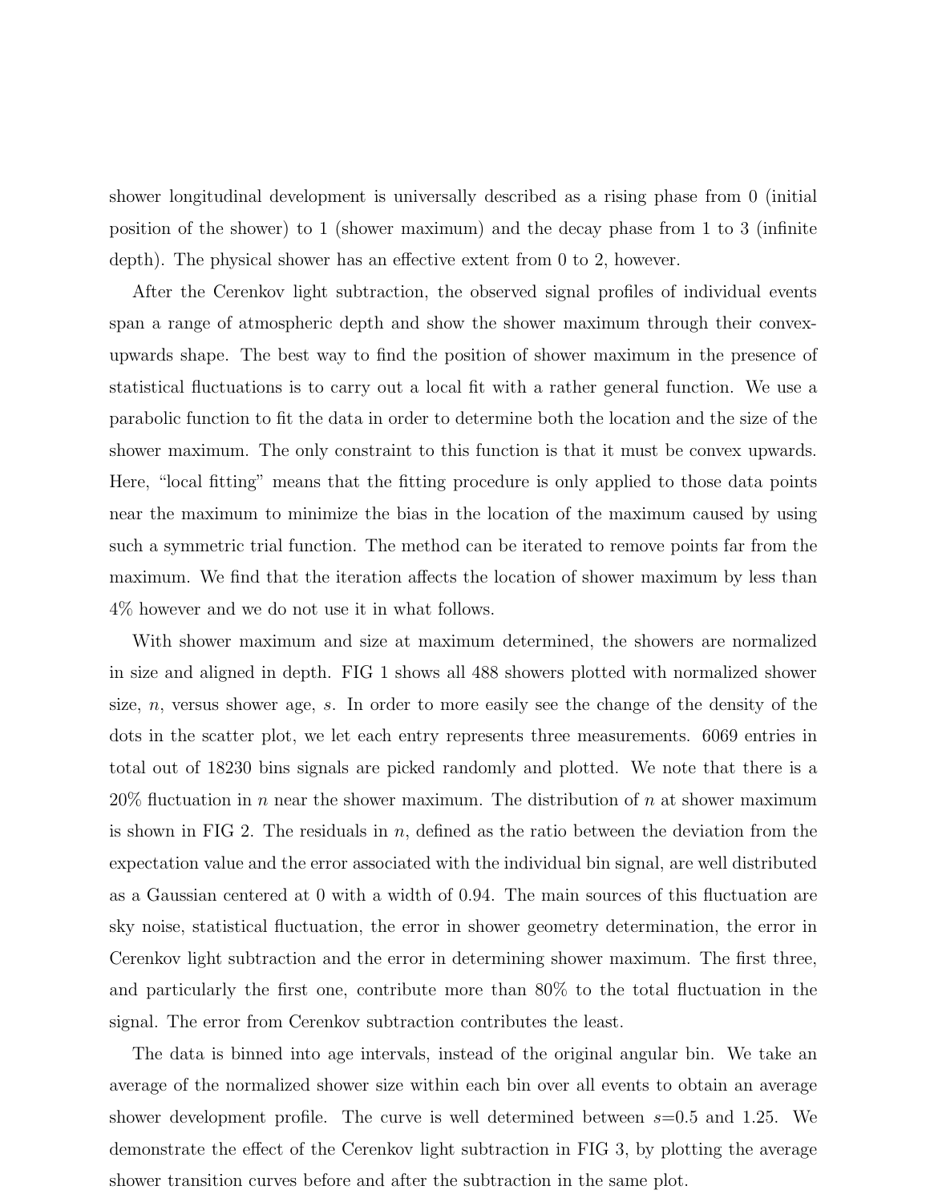shower longitudinal development is universally described as a rising phase from 0 (initial position of the shower) to 1 (shower maximum) and the decay phase from 1 to 3 (infinite depth). The physical shower has an effective extent from 0 to 2, however.

After the Cerenkov light subtraction, the observed signal profiles of individual events span a range of atmospheric depth and show the shower maximum through their convex-upwards shape. The best way to find the position of shower maximum in the presence of statistical fluctuations is to carry out a local fit with a rather general function. We use a parabolic function to fit the data in order to determine both the location and the size of the shower maximum. The only constraint to this function is that it must be convex upwards. Here, "local fitting" means that the fitting procedure is only applied to those data points near the maximum to minimize the bias in the location of the maximum caused by using such a symmetric trial function. The method can be iterated to remove points far from the maximum. We find that the iteration affects the location of shower maximum by less than 4% however and we do not use it in what follows.

With shower maximum and size at maximum determined, the showers are normalized in size and aligned in depth. FIG 1 shows all 488 showers plotted with normalized shower size, $n$, versus shower age, $s$. In order to more easily see the change of the density of the dots in the scatter plot, we let each entry represents three measurements. 6069 entries in total out of 18230 bins signals are picked randomly and plotted. We note that there is a 20% fluctuation in $n$ near the shower maximum. The distribution of $n$ at shower maximum is shown in FIG 2. The residuals in $n$, defined as the ratio between the deviation from the expectation value and the error associated with the individual bin signal, are well distributed as a Gaussian centered at 0 with a width of 0.94. The main sources of this fluctuation are sky noise, statistical fluctuation, the error in shower geometry determination, the error in Cerenkov light subtraction and the error in determining shower maximum. The first three, and particularly the first one, contribute more than 80% to the total fluctuation in the signal. The error from Cerenkov subtraction contributes the least.

The data is binned into age intervals, instead of the original angular bin. We take an average of the normalized shower size within each bin over all events to obtain an average shower development profile. The curve is well determined between $s$=0.5 and 1.25. We demonstrate the effect of the Cerenkov light subtraction in FIG 3, by plotting the average shower transition curves before and after the subtraction in the same plot.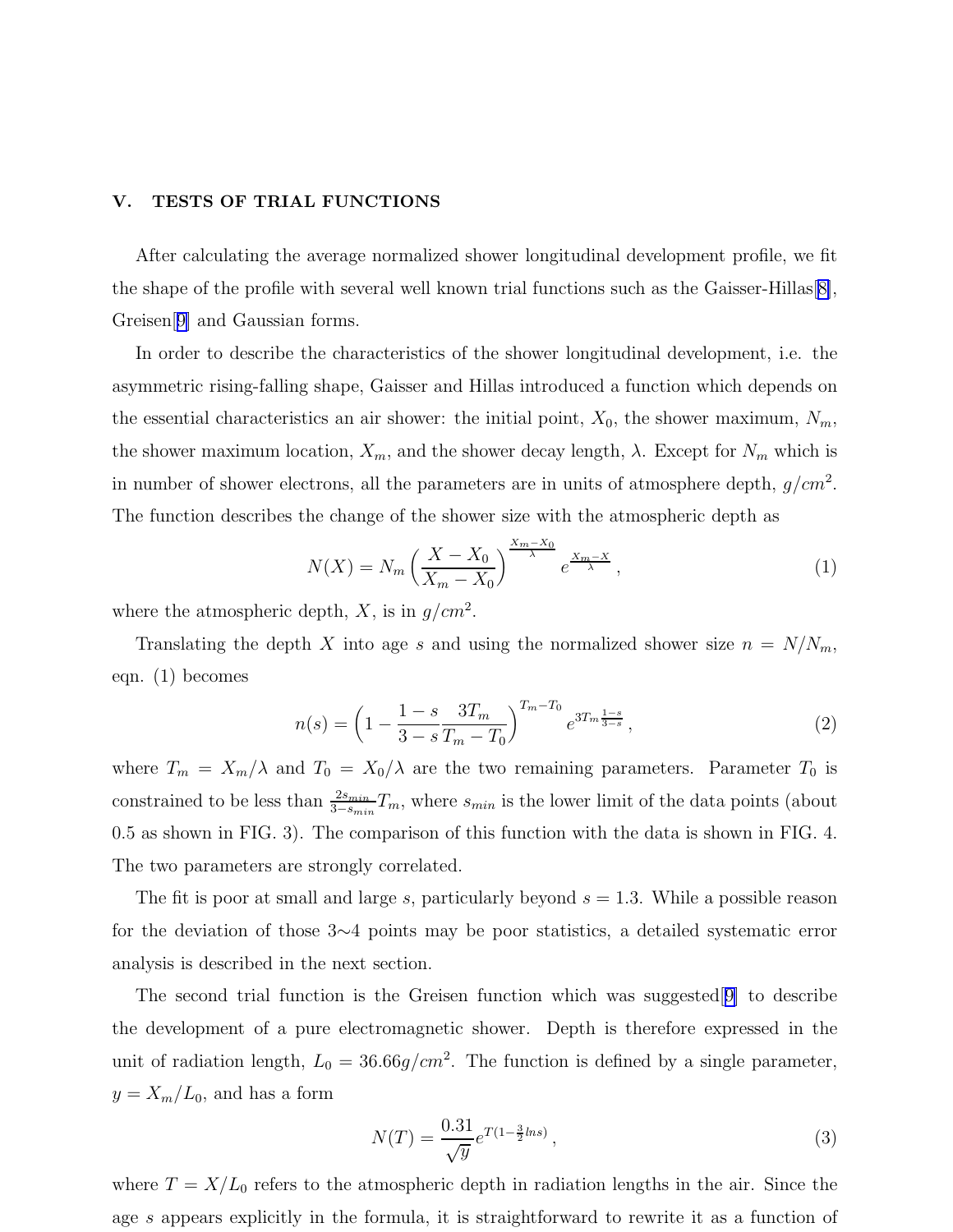## V. TESTS OF TRIAL FUNCTIONS

After calculating the average normalized shower longitudinal development profile, we fit the shape of the profile with several well known trial functions such as the Gaisser-Hillas[8], Greisen[9] and Gaussian forms.

In order to describe the characteristics of the shower longitudinal development, i.e. the asymmetric rising-falling shape, Gaisser and Hillas introduced a function which depends on the essential characteristics an air shower: the initial point, $X_0$, the shower maximum, $N_m$, the shower maximum location, $X_m$, and the shower decay length, $\lambda$. Except for $N_m$ which is in number of shower electrons, all the parameters are in units of atmosphere depth, $g/cm^2$. The function describes the change of the shower size with the atmospheric depth as

$$N(X) = N_m \left( \frac{X - X_0}{X_m - X_0} \right)^{\frac{X_m - X_0}{\lambda}} e^{\frac{X_m - X}{\lambda}}, \tag{1}$$

where the atmospheric depth, $X$, is in $g/cm^2$.

Translating the depth $X$ into age $s$ and using the normalized shower size $n = N/N_m$, eqn. (1) becomes

$$n(s) = \left( 1 - \frac{1-s}{3-s} \frac{3T_m}{T_m - T_0} \right)^{T_m - T_0} e^{3T_m \frac{1-s}{3-s}}, \tag{2}$$

where $T_m = X_m/\lambda$ and $T_0 = X_0/\lambda$ are the two remaining parameters. Parameter $T_0$ is constrained to be less than $\frac{2s_{min}}{3-s_{min}}T_m$, where $s_{min}$ is the lower limit of the data points (about 0.5 as shown in FIG. 3). The comparison of this function with the data is shown in FIG. 4. The two parameters are strongly correlated.

The fit is poor at small and large $s$, particularly beyond $s = 1.3$. While a possible reason for the deviation of those 3∼4 points may be poor statistics, a detailed systematic error analysis is described in the next section.

The second trial function is the Greisen function which was suggested[9] to describe the development of a pure electromagnetic shower. Depth is therefore expressed in the unit of radiation length, $L_0 = 36.66 g/cm^2$. The function is defined by a single parameter, $y = X_m/L_0$, and has a form

$$N(T) = \frac{0.31}{\sqrt{y}} e^{T(1 - \frac{3}{2} \ln s)}, \tag{3}$$

where $T = X/L_0$ refers to the atmospheric depth in radiation lengths in the air. Since the age $s$ appears explicitly in the formula, it is straightforward to rewrite it as a function of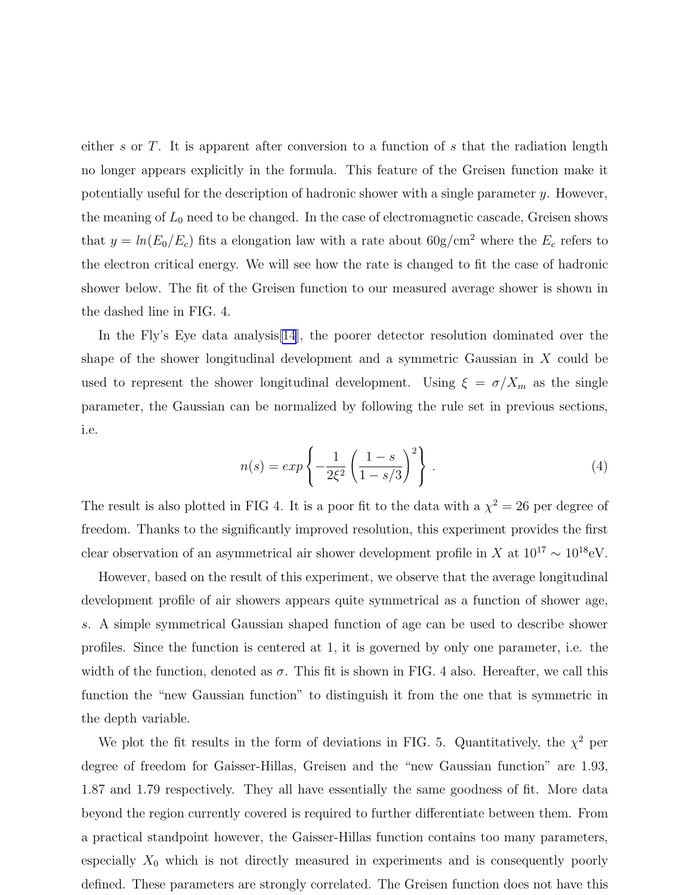either $s$ or $T$. It is apparent after conversion to a function of $s$ that the radiation length no longer appears explicitly in the formula. This feature of the Greisen function make it potentially useful for the description of hadronic shower with a single parameter $y$. However, the meaning of $L_0$ need to be changed. In the case of electromagnetic cascade, Greisen shows that $y = ln(E_0/E_c)$ fits a elongation law with a rate about 60g/cm$^2$ where the $E_c$ refers to the electron critical energy. We will see how the rate is changed to fit the case of hadronic shower below. The fit of the Greisen function to our measured average shower is shown in the dashed line in FIG. 4.

In the Fly's Eye data analysis[14], the poorer detector resolution dominated over the shape of the shower longitudinal development and a symmetric Gaussian in $X$ could be used to represent the shower longitudinal development. Using $\xi = \sigma/X_m$ as the single parameter, the Gaussian can be normalized by following the rule set in previous sections, i.e.

$$n(s) = exp\left\{-\frac{1}{2\xi^2}\left(\frac{1-s}{1-s/3}\right)^2\right\}. \tag{4}$$

The result is also plotted in FIG 4. It is a poor fit to the data with a $\chi^2 = 26$ per degree of freedom. Thanks to the significantly improved resolution, this experiment provides the first clear observation of an asymmetrical air shower development profile in $X$ at $10^{17} \sim 10^{18}$eV.

However, based on the result of this experiment, we observe that the average longitudinal development profile of air showers appears quite symmetrical as a function of shower age, $s$. A simple symmetrical Gaussian shaped function of age can be used to describe shower profiles. Since the function is centered at 1, it is governed by only one parameter, i.e. the width of the function, denoted as $\sigma$. This fit is shown in FIG. 4 also. Hereafter, we call this function the "new Gaussian function" to distinguish it from the one that is symmetric in the depth variable.

We plot the fit results in the form of deviations in FIG. 5. Quantitatively, the $\chi^2$ per degree of freedom for Gaisser-Hillas, Greisen and the "new Gaussian function" are 1.93, 1.87 and 1.79 respectively. They all have essentially the same goodness of fit. More data beyond the region currently covered is required to further differentiate between them. From a practical standpoint however, the Gaisser-Hillas function contains too many parameters, especially $X_0$ which is not directly measured in experiments and is consequently poorly defined. These parameters are strongly correlated. The Greisen function does not have this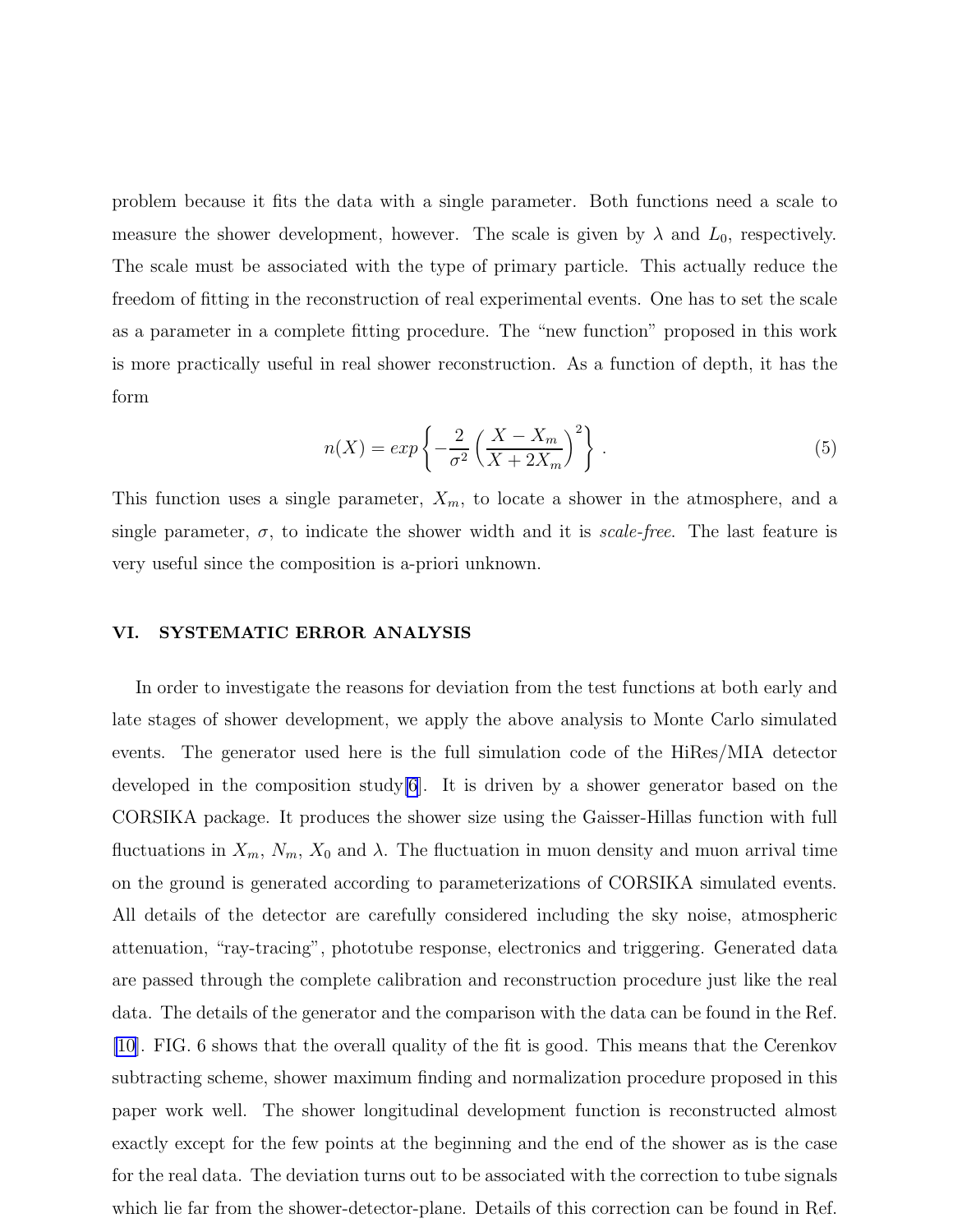problem because it fits the data with a single parameter. Both functions need a scale to measure the shower development, however. The scale is given by $\lambda$ and $L_0$, respectively. The scale must be associated with the type of primary particle. This actually reduce the freedom of fitting in the reconstruction of real experimental events. One has to set the scale as a parameter in a complete fitting procedure. The "new function" proposed in this work is more practically useful in real shower reconstruction. As a function of depth, it has the form

$$n(X) = exp\left\{-\frac{2}{\sigma^2}\left(\frac{X - X_m}{X + 2X_m}\right)^2\right\} . \tag{5}$$

This function uses a single parameter, $X_m$, to locate a shower in the atmosphere, and a single parameter, $\sigma$, to indicate the shower width and it is *scale-free*. The last feature is very useful since the composition is a-priori unknown.

## VI. SYSTEMATIC ERROR ANALYSIS

In order to investigate the reasons for deviation from the test functions at both early and late stages of shower development, we apply the above analysis to Monte Carlo simulated events. The generator used here is the full simulation code of the HiRes/MIA detector developed in the composition study[6]. It is driven by a shower generator based on the CORSIKA package. It produces the shower size using the Gaisser-Hillas function with full fluctuations in $X_m$, $N_m$, $X_0$ and $\lambda$. The fluctuation in muon density and muon arrival time on the ground is generated according to parameterizations of CORSIKA simulated events. All details of the detector are carefully considered including the sky noise, atmospheric attenuation, "ray-tracing", phototube response, electronics and triggering. Generated data are passed through the complete calibration and reconstruction procedure just like the real data. The details of the generator and the comparison with the data can be found in the Ref. [10]. FIG. 6 shows that the overall quality of the fit is good. This means that the Cerenkov subtracting scheme, shower maximum finding and normalization procedure proposed in this paper work well. The shower longitudinal development function is reconstructed almost exactly except for the few points at the beginning and the end of the shower as is the case for the real data. The deviation turns out to be associated with the correction to tube signals which lie far from the shower-detector-plane. Details of this correction can be found in Ref.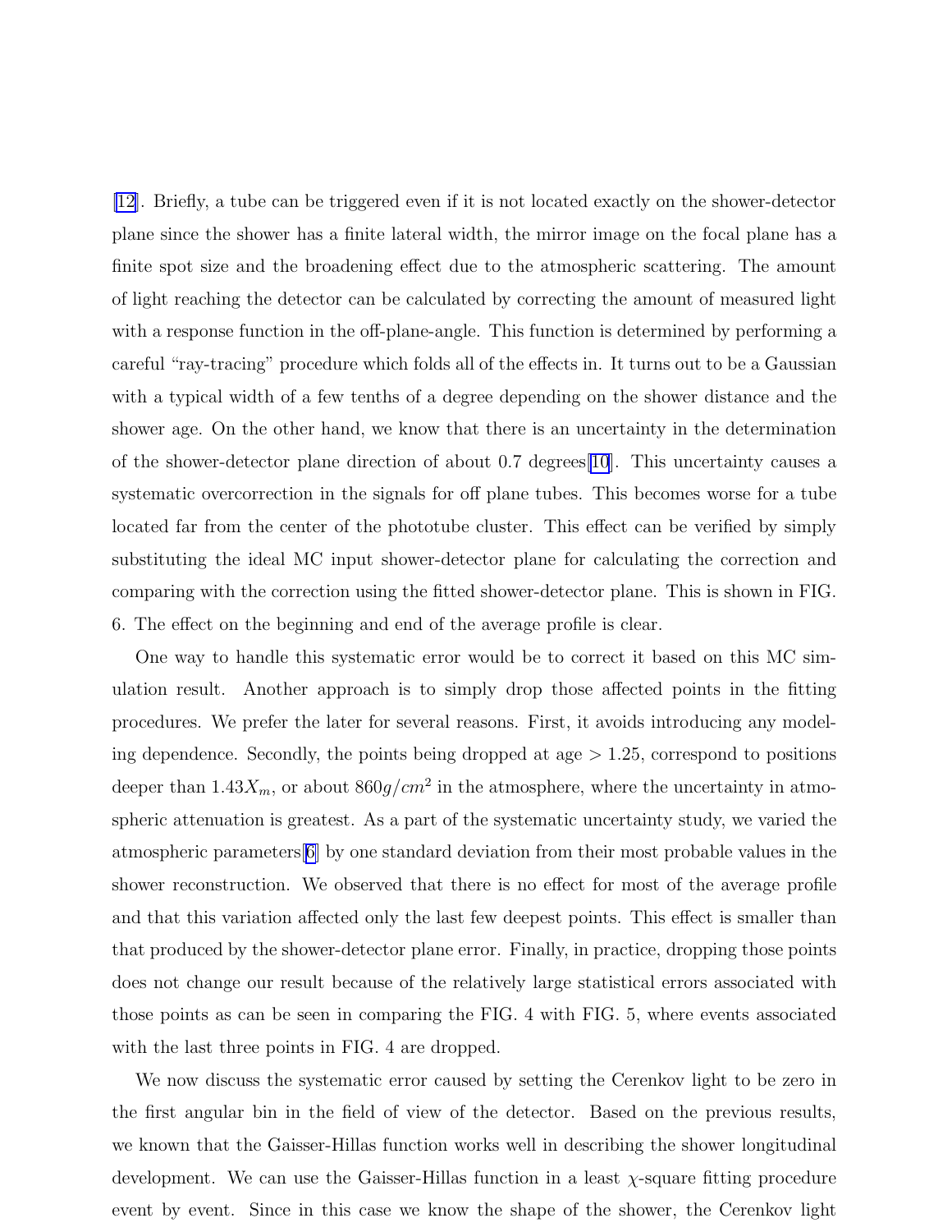[12]. Briefly, a tube can be triggered even if it is not located exactly on the shower-detector plane since the shower has a finite lateral width, the mirror image on the focal plane has a finite spot size and the broadening effect due to the atmospheric scattering. The amount of light reaching the detector can be calculated by correcting the amount of measured light with a response function in the off-plane-angle. This function is determined by performing a careful "ray-tracing" procedure which folds all of the effects in. It turns out to be a Gaussian with a typical width of a few tenths of a degree depending on the shower distance and the shower age. On the other hand, we know that there is an uncertainty in the determination of the shower-detector plane direction of about 0.7 degrees[10]. This uncertainty causes a systematic overcorrection in the signals for off plane tubes. This becomes worse for a tube located far from the center of the phototube cluster. This effect can be verified by simply substituting the ideal MC input shower-detector plane for calculating the correction and comparing with the correction using the fitted shower-detector plane. This is shown in FIG. 6. The effect on the beginning and end of the average profile is clear.

One way to handle this systematic error would be to correct it based on this MC simulation result. Another approach is to simply drop those affected points in the fitting procedures. We prefer the later for several reasons. First, it avoids introducing any modeling dependence. Secondly, the points being dropped at age $> 1.25$, correspond to positions deeper than $1.43X_m$, or about $860 g/cm^2$ in the atmosphere, where the uncertainty in atmospheric attenuation is greatest. As a part of the systematic uncertainty study, we varied the atmospheric parameters[6] by one standard deviation from their most probable values in the shower reconstruction. We observed that there is no effect for most of the average profile and that this variation affected only the last few deepest points. This effect is smaller than that produced by the shower-detector plane error. Finally, in practice, dropping those points does not change our result because of the relatively large statistical errors associated with those points as can be seen in comparing the FIG. 4 with FIG. 5, where events associated with the last three points in FIG. 4 are dropped.

We now discuss the systematic error caused by setting the Cerenkov light to be zero in the first angular bin in the field of view of the detector. Based on the previous results, we known that the Gaisser-Hillas function works well in describing the shower longitudinal development. We can use the Gaisser-Hillas function in a least $\chi$-square fitting procedure event by event. Since in this case we know the shape of the shower, the Cerenkov light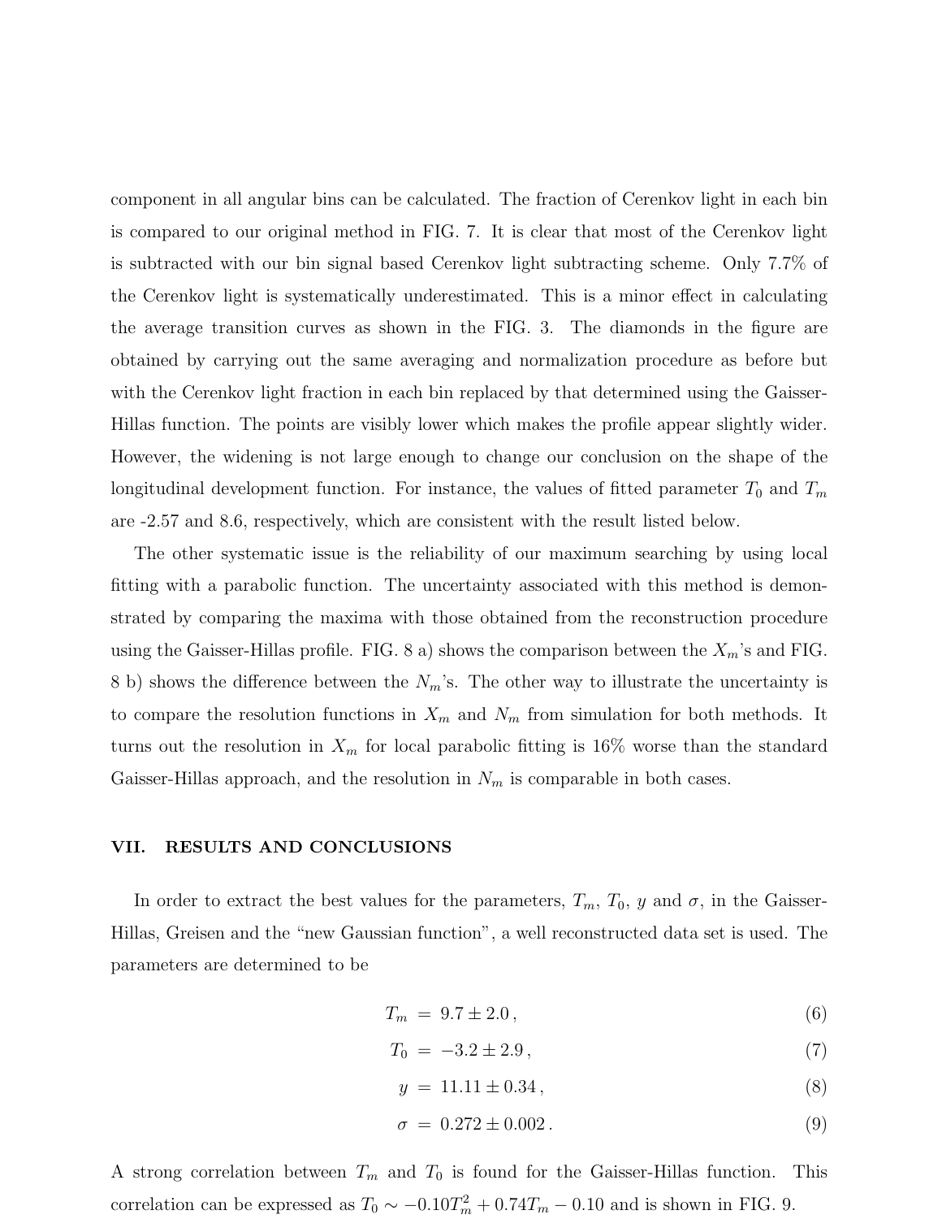component in all angular bins can be calculated. The fraction of Cerenkov light in each bin is compared to our original method in FIG. 7. It is clear that most of the Cerenkov light is subtracted with our bin signal based Cerenkov light subtracting scheme. Only 7.7% of the Cerenkov light is systematically underestimated. This is a minor effect in calculating the average transition curves as shown in the FIG. 3. The diamonds in the figure are obtained by carrying out the same averaging and normalization procedure as before but with the Cerenkov light fraction in each bin replaced by that determined using the Gaisser-Hillas function. The points are visibly lower which makes the profile appear slightly wider. However, the widening is not large enough to change our conclusion on the shape of the longitudinal development function. For instance, the values of fitted parameter $T_0$ and $T_m$ are -2.57 and 8.6, respectively, which are consistent with the result listed below.

The other systematic issue is the reliability of our maximum searching by using local fitting with a parabolic function. The uncertainty associated with this method is demonstrated by comparing the maxima with those obtained from the reconstruction procedure using the Gaisser-Hillas profile. FIG. 8 a) shows the comparison between the $X_m$'s and FIG. 8 b) shows the difference between the $N_m$'s. The other way to illustrate the uncertainty is to compare the resolution functions in $X_m$ and $N_m$ from simulation for both methods. It turns out the resolution in $X_m$ for local parabolic fitting is 16% worse than the standard Gaisser-Hillas approach, and the resolution in $N_m$ is comparable in both cases.

## VII. RESULTS AND CONCLUSIONS

In order to extract the best values for the parameters, $T_m$, $T_0$, $y$ and $\sigma$, in the Gaisser-Hillas, Greisen and the "new Gaussian function", a well reconstructed data set is used. The parameters are determined to be

$$T_m = 9.7 \pm 2.0\,, \tag{6}$$

$$T_0 = -3.2 \pm 2.9\,, \tag{7}$$

$$y = 11.11 \pm 0.34\,, \tag{8}$$

$$\sigma = 0.272 \pm 0.002\,. \tag{9}$$

A strong correlation between $T_m$ and $T_0$ is found for the Gaisser-Hillas function. This correlation can be expressed as $T_0 \sim -0.10T_m^2 + 0.74T_m - 0.10$ and is shown in FIG. 9.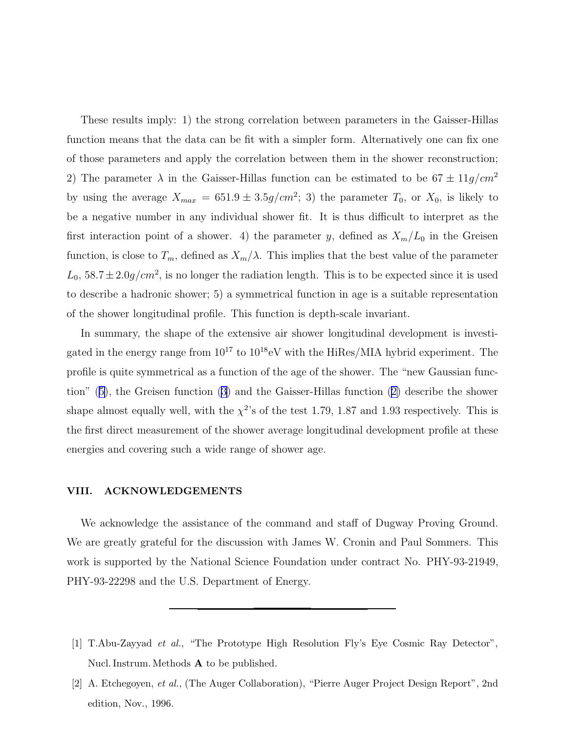These results imply: 1) the strong correlation between parameters in the Gaisser-Hillas function means that the data can be fit with a simpler form. Alternatively one can fix one of those parameters and apply the correlation between them in the shower reconstruction; 2) The parameter $\lambda$ in the Gaisser-Hillas function can be estimated to be $67 \pm 11 g/cm^2$ by using the average $X_{max} = 651.9 \pm 3.5 g/cm^2$; 3) the parameter $T_0$, or $X_0$, is likely to be a negative number in any individual shower fit. It is thus difficult to interpret as the first interaction point of a shower. 4) the parameter $y$, defined as $X_m/L_0$ in the Greisen function, is close to $T_m$, defined as $X_m/\lambda$. This implies that the best value of the parameter $L_0$, $58.7 \pm 2.0 g/cm^2$, is no longer the radiation length. This is to be expected since it is used to describe a hadronic shower; 5) a symmetrical function in age is a suitable representation of the shower longitudinal profile. This function is depth-scale invariant.

In summary, the shape of the extensive air shower longitudinal development is investigated in the energy range from $10^{17}$ to $10^{18}$eV with the HiRes/MIA hybrid experiment. The profile is quite symmetrical as a function of the age of the shower. The "new Gaussian function" (5), the Greisen function (3) and the Gaisser-Hillas function (2) describe the shower shape almost equally well, with the $\chi^2$'s of the test 1.79, 1.87 and 1.93 respectively. This is the first direct measurement of the shower average longitudinal development profile at these energies and covering such a wide range of shower age.

## VIII. ACKNOWLEDGEMENTS

We acknowledge the assistance of the command and staff of Dugway Proving Ground. We are greatly grateful for the discussion with James W. Cronin and Paul Sommers. This work is supported by the National Science Foundation under contract No. PHY-93-21949, PHY-93-22298 and the U.S. Department of Energy.

---

[1] T.Abu-Zayyad *et al.*, "The Prototype High Resolution Fly's Eye Cosmic Ray Detector", Nucl. Instrum. Methods **A** to be published.

[2] A. Etchegoyen, *et al.*, (The Auger Collaboration), "Pierre Auger Project Design Report", 2nd edition, Nov., 1996.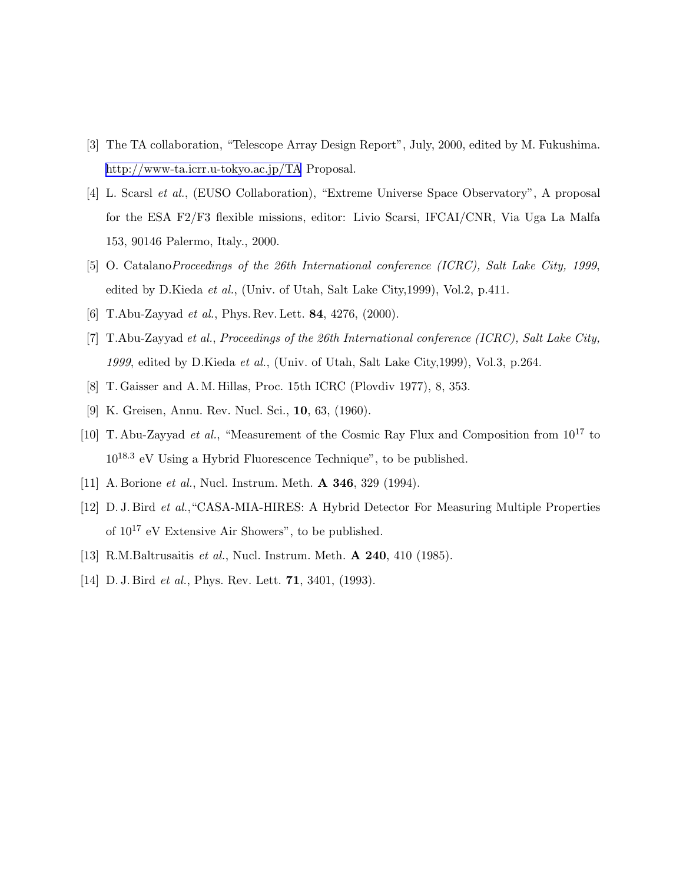[3] The TA collaboration, "Telescope Array Design Report", July, 2000, edited by M. Fukushima. http://www-ta.icrr.u-tokyo.ac.jp/TA Proposal.

[4] L. Scarsl *et al.*, (EUSO Collaboration), "Extreme Universe Space Observatory", A proposal for the ESA F2/F3 flexible missions, editor: Livio Scarsi, IFCAI/CNR, Via Uga La Malfa 153, 90146 Palermo, Italy., 2000.

[5] O. Catalano*Proceedings of the 26th International conference (ICRC), Salt Lake City, 1999*, edited by D.Kieda *et al.*, (Univ. of Utah, Salt Lake City,1999), Vol.2, p.411.

[6] T.Abu-Zayyad *et al.*, Phys. Rev. Lett. **84**, 4276, (2000).

[7] T.Abu-Zayyad *et al.*, *Proceedings of the 26th International conference (ICRC), Salt Lake City, 1999*, edited by D.Kieda *et al.*, (Univ. of Utah, Salt Lake City,1999), Vol.3, p.264.

[8] T. Gaisser and A. M. Hillas, Proc. 15th ICRC (Plovdiv 1977), 8, 353.

[9] K. Greisen, Annu. Rev. Nucl. Sci., **10**, 63, (1960).

[10] T. Abu-Zayyad *et al.*, "Measurement of the Cosmic Ray Flux and Composition from $10^{17}$ to $10^{18.3}$ eV Using a Hybrid Fluorescence Technique", to be published.

[11] A. Borione *et al.*, Nucl. Instrum. Meth. **A 346**, 329 (1994).

[12] D. J. Bird *et al.*,"CASA-MIA-HIRES: A Hybrid Detector For Measuring Multiple Properties of $10^{17}$ eV Extensive Air Showers", to be published.

[13] R.M.Baltrusaitis *et al.*, Nucl. Instrum. Meth. **A 240**, 410 (1985).

[14] D. J. Bird *et al.*, Phys. Rev. Lett. **71**, 3401, (1993).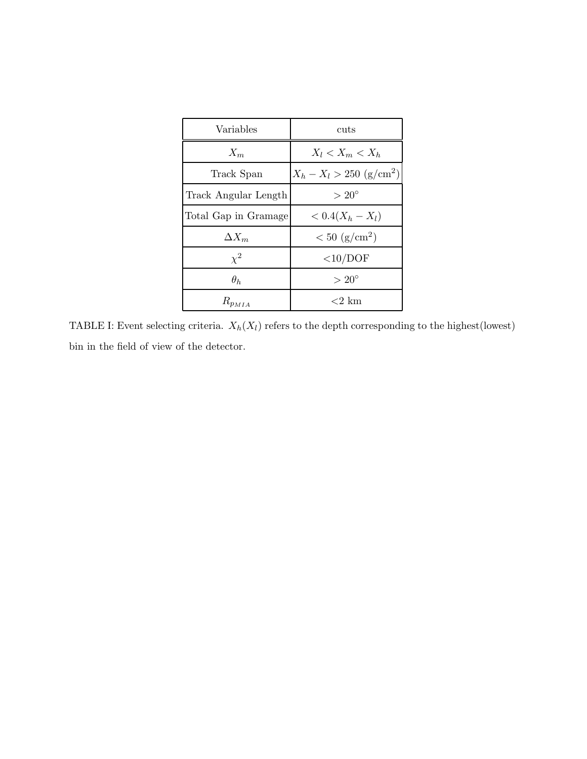| Variables | cuts |
| --- | --- |
| $X_m$ | $X_l < X_m < X_h$ |
| Track Span | $X_h - X_l > 250$ (g/cm$^2$) |
| Track Angular Length | $> 20^\circ$ |
| Total Gap in Gramage | $< 0.4(X_h - X_l)$ |
| $\Delta X_m$ | $< 50$ (g/cm$^2$) |
| $\chi^2$ | <10/DOF |
| $\theta_h$ | $> 20^\circ$ |
| $R_{p_{MIA}}$ | <2 km |

TABLE I: Event selecting criteria. $X_h(X_l)$ refers to the depth corresponding to the highest(lowest) bin in the field of view of the detector.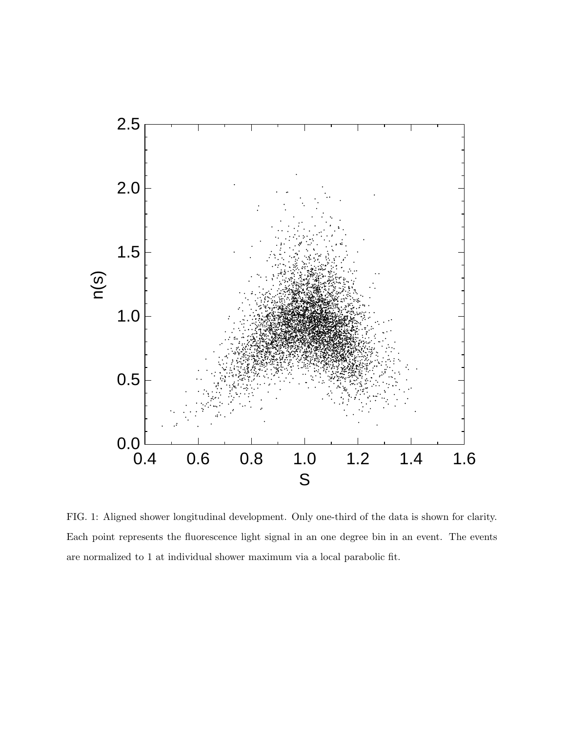FIG. 1: Aligned shower longitudinal development. Only one-third of the data is shown for clarity. Each point represents the fluorescence light signal in an one degree bin in an event. The events are normalized to 1 at individual shower maximum via a local parabolic fit.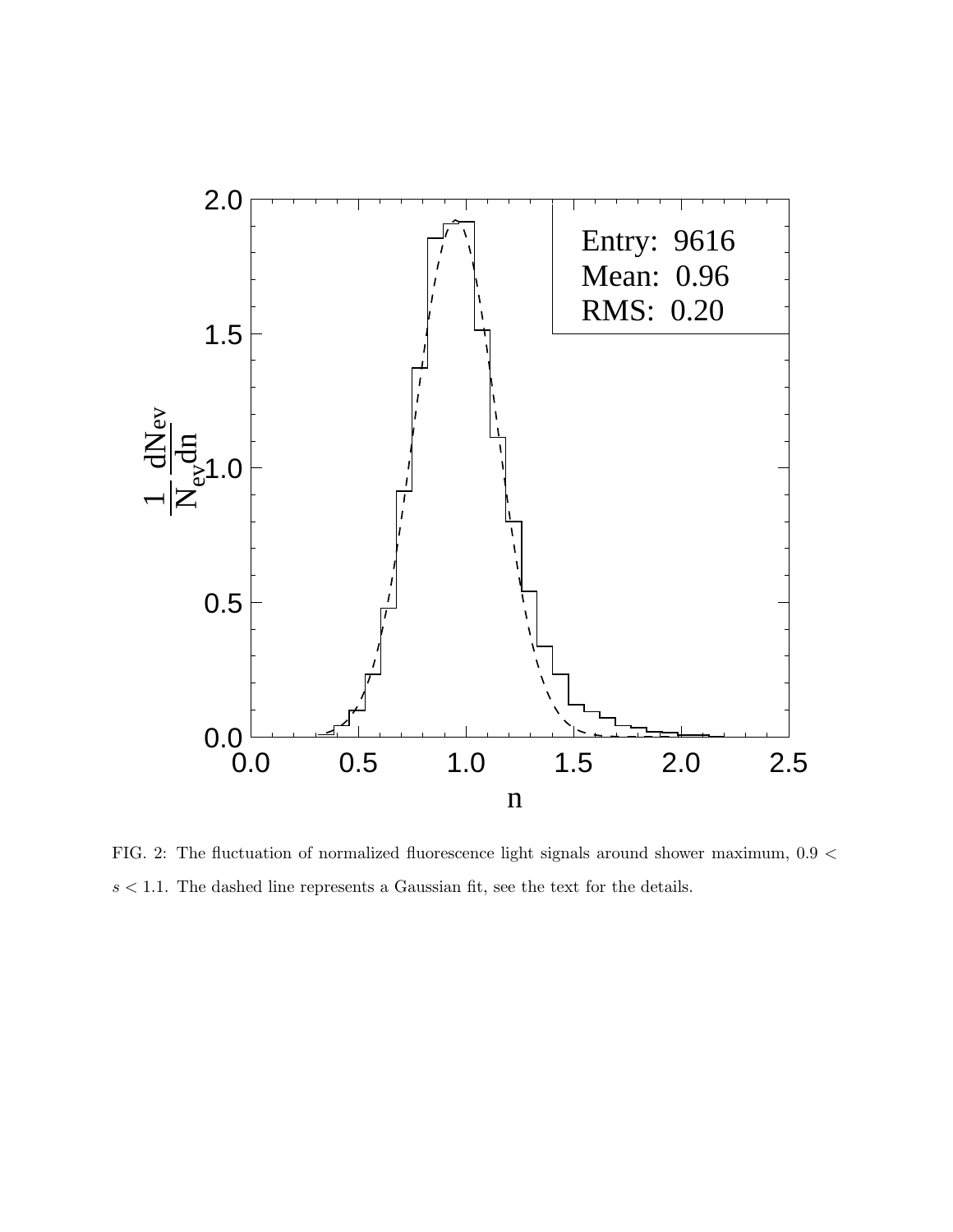FIG. 2: The fluctuation of normalized fluorescence light signals around shower maximum, $0.9 < s < 1.1$. The dashed line represents a Gaussian fit, see the text for the details.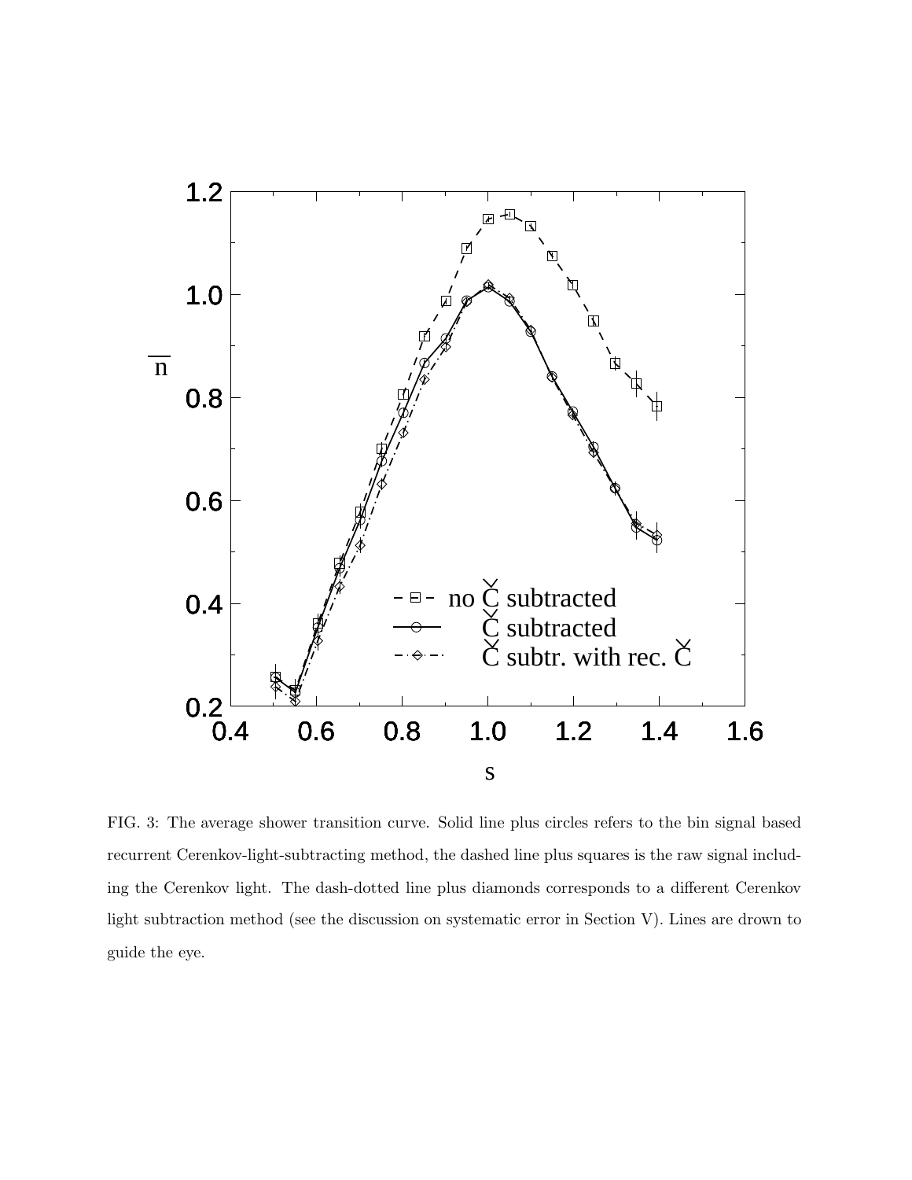FIG. 3: The average shower transition curve. Solid line plus circles refers to the bin signal based recurrent Cerenkov-light-subtracting method, the dashed line plus squares is the raw signal including the Cerenkov light. The dash-dotted line plus diamonds corresponds to a different Cerenkov light subtraction method (see the discussion on systematic error in Section V). Lines are drown to guide the eye.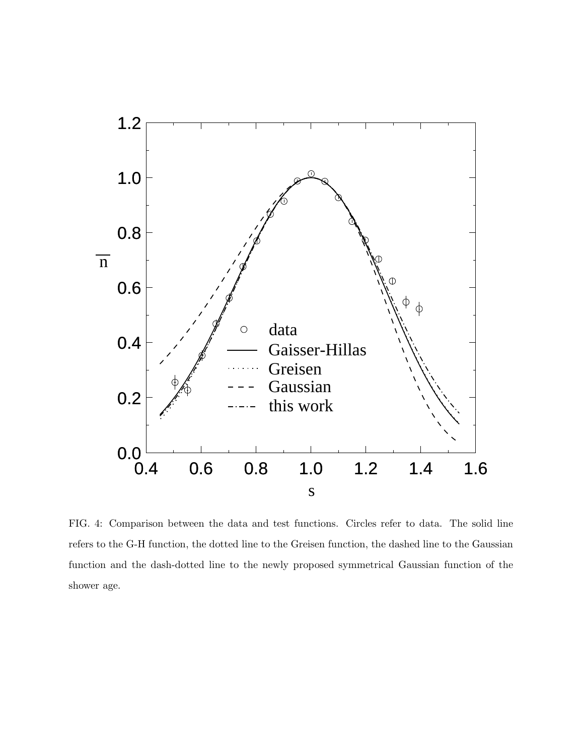FIG. 4: Comparison between the data and test functions. Circles refer to data. The solid line refers to the G-H function, the dotted line to the Greisen function, the dashed line to the Gaussian function and the dash-dotted line to the newly proposed symmetrical Gaussian function of the shower age.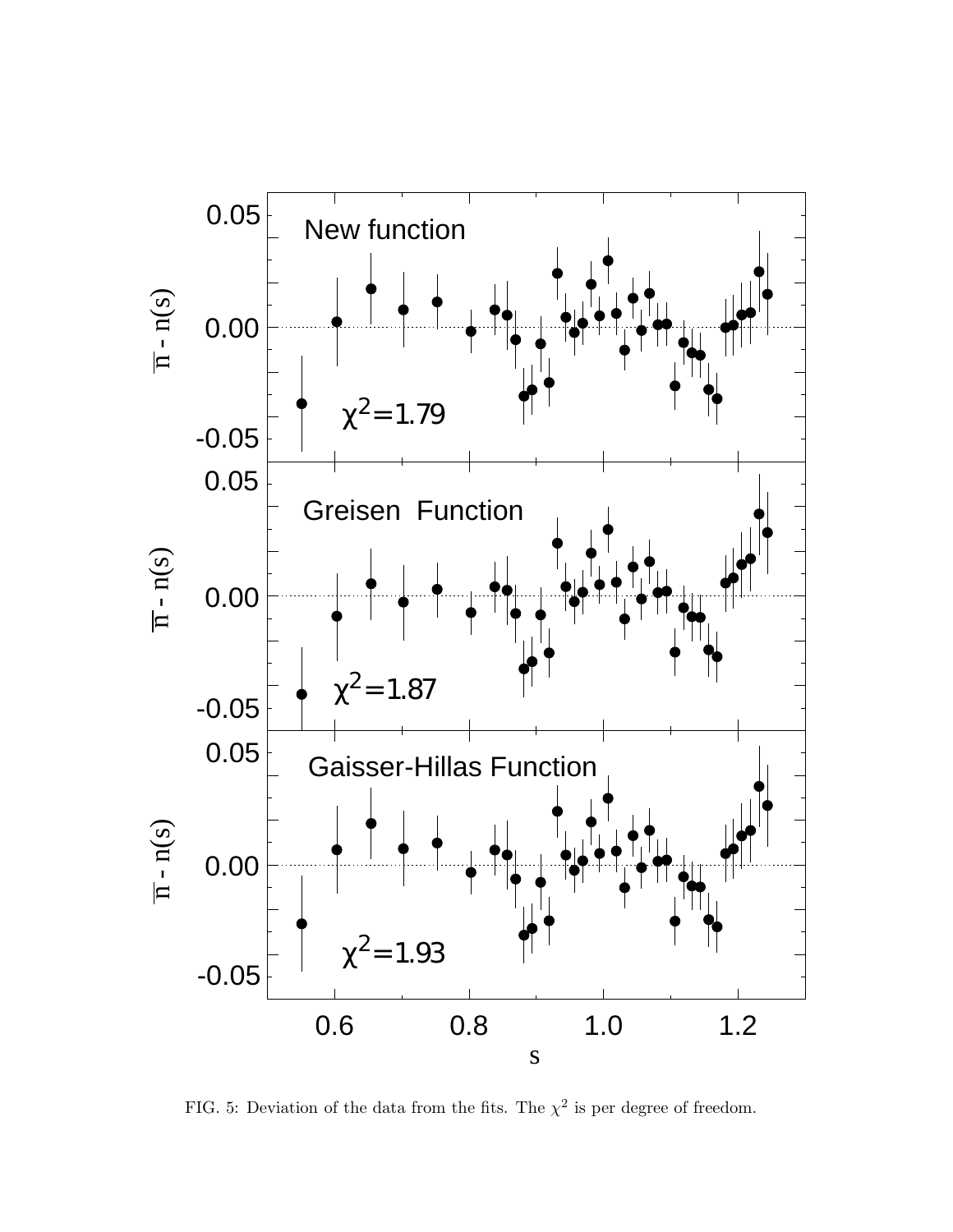FIG. 5: Deviation of the data from the fits. The $\chi^2$ is per degree of freedom.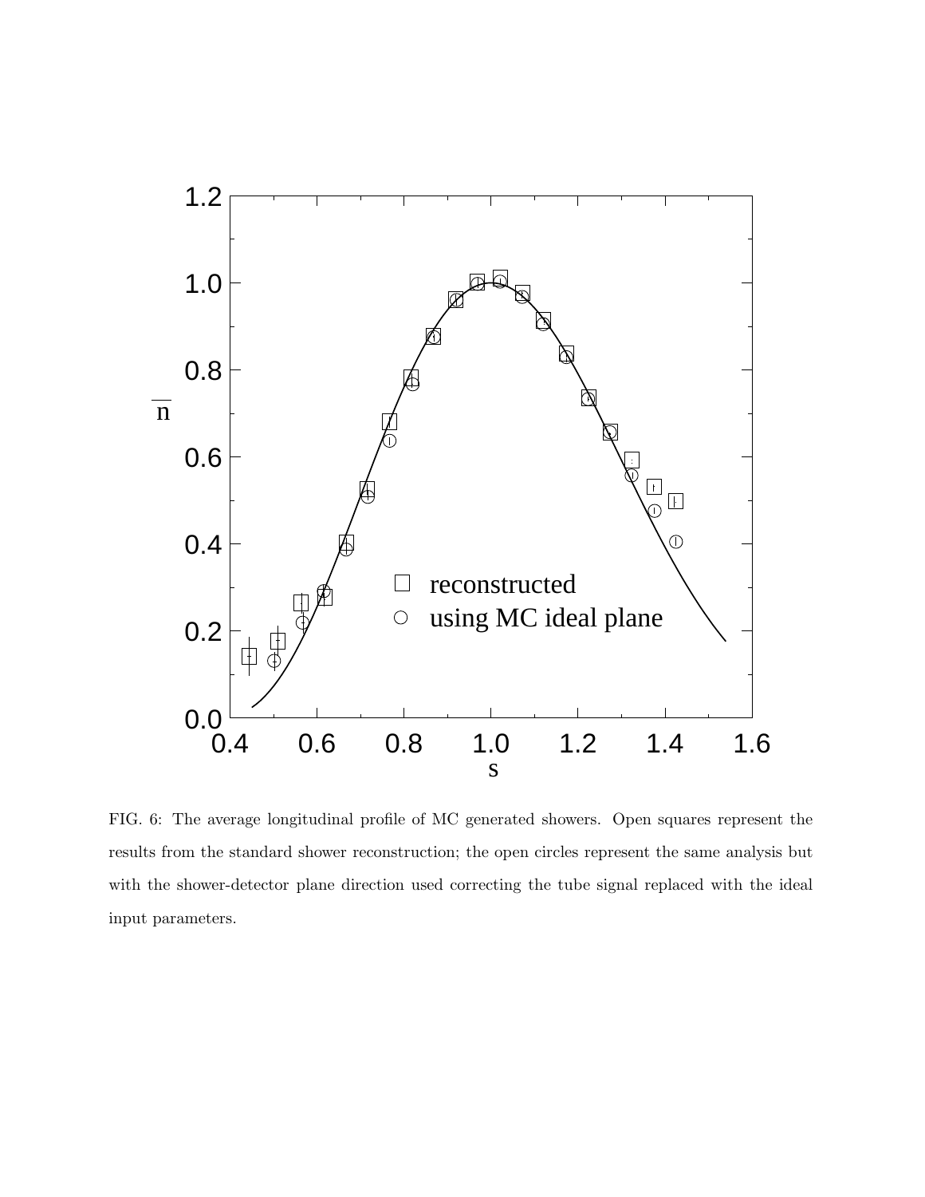FIG. 6: The average longitudinal profile of MC generated showers. Open squares represent the results from the standard shower reconstruction; the open circles represent the same analysis but with the shower-detector plane direction used correcting the tube signal replaced with the ideal input parameters.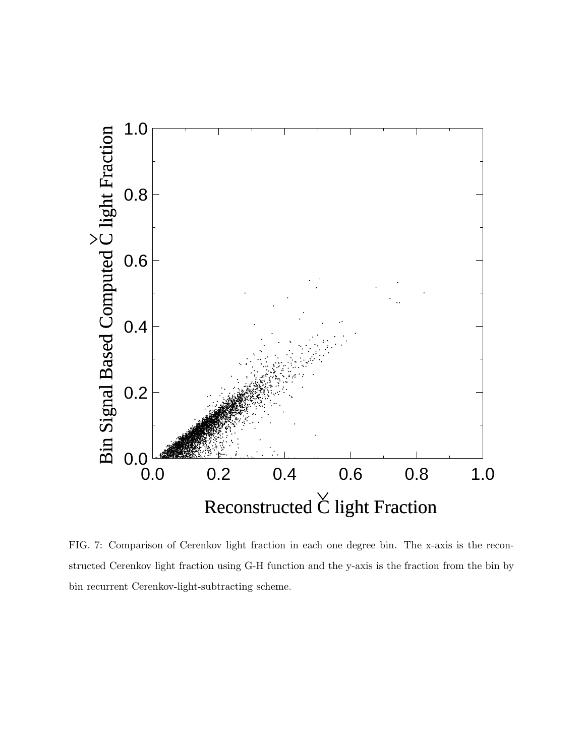FIG. 7: Comparison of Cerenkov light fraction in each one degree bin. The x-axis is the reconstructed Cerenkov light fraction using G-H function and the y-axis is the fraction from the bin by bin recurrent Cerenkov-light-subtracting scheme.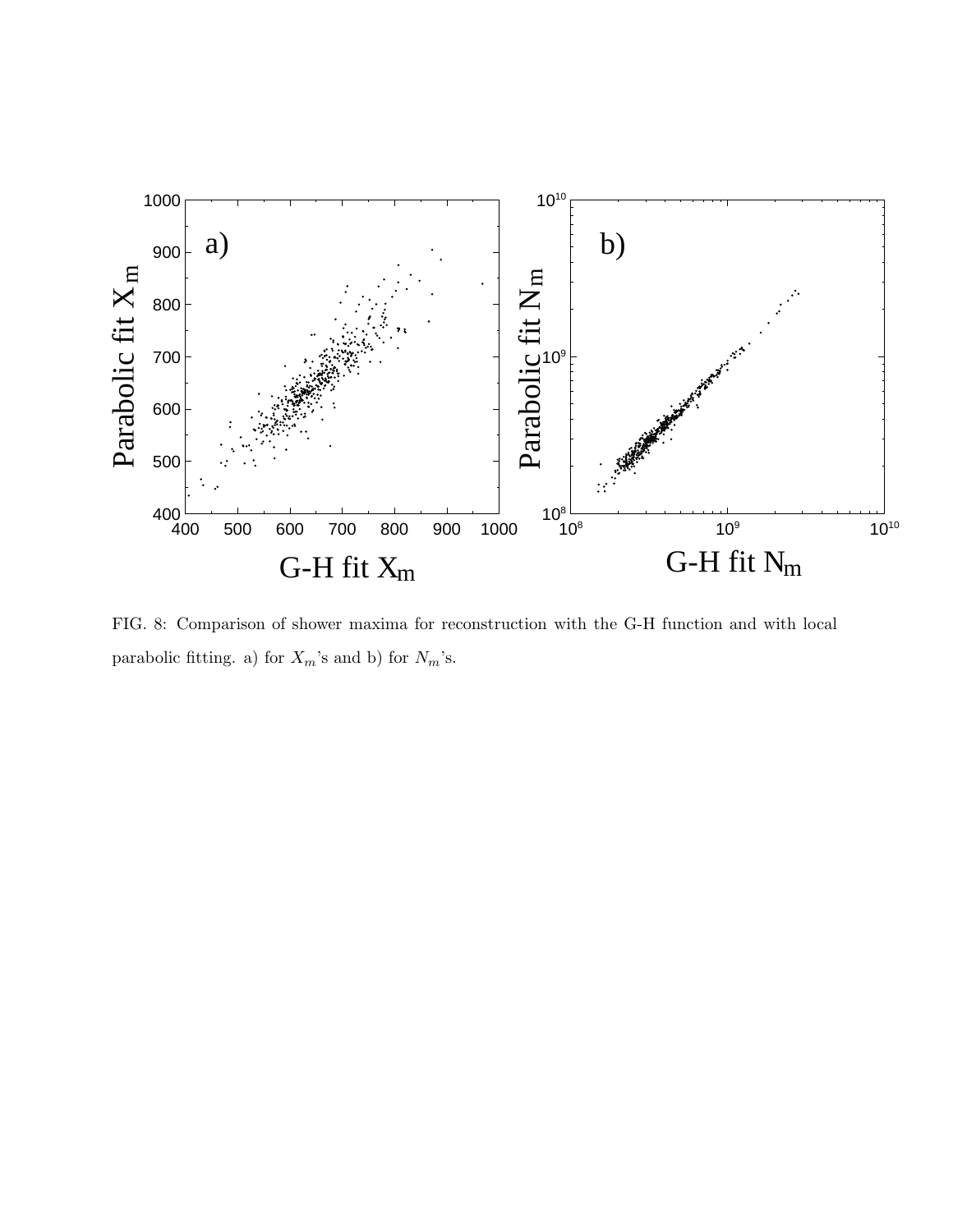FIG. 8: Comparison of shower maxima for reconstruction with the G-H function and with local parabolic fitting. a) for $X_m$'s and b) for $N_m$'s.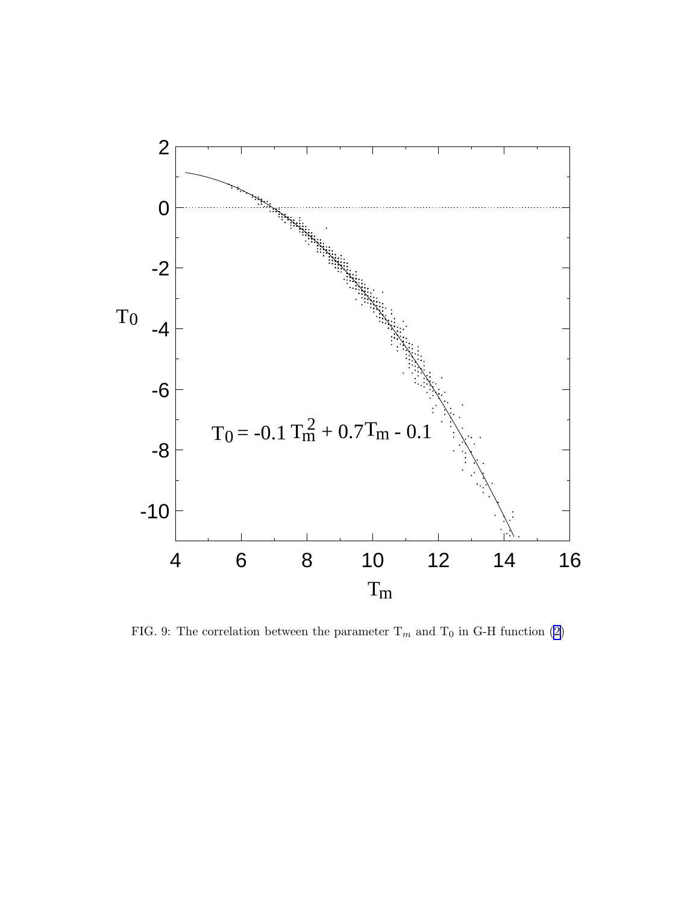$T_0 = -0.1\, T_m^2 + 0.7 T_m - 0.1$

$T_0$

$T_m$

2

0

-2

-4

-6

-8

-10

4

6

8

10

12

14

16

FIG. 9: The correlation between the parameter $T_m$ and $T_0$ in G-H function (2)